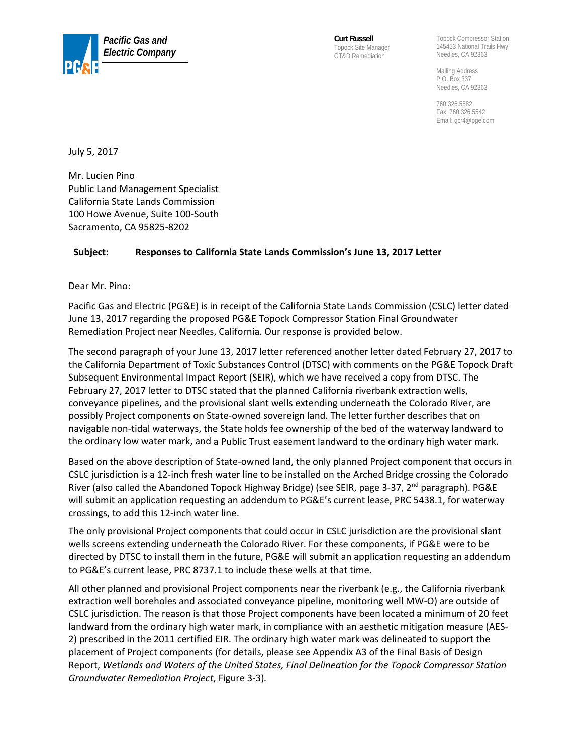**Pacific Gas and Electric Company**

**Curt Russell**
Topock Site Manager
GT&D Remediation

Topock Compressor Station
145453 National Trails Hwy
Needles, CA 92363

Mailing Address
P.O. Box 337
Needles, CA 92363

760.326.5582
Fax: 760.326.5542
Email: gcr4@pge.com

July 5, 2017

Mr. Lucien Pino
Public Land Management Specialist
California State Lands Commission
100 Howe Avenue, Suite 100-South
Sacramento, CA 95825-8202

**Subject: Responses to California State Lands Commission's June 13, 2017 Letter**

Dear Mr. Pino:

Pacific Gas and Electric (PG&E) is in receipt of the California State Lands Commission (CSLC) letter dated June 13, 2017 regarding the proposed PG&E Topock Compressor Station Final Groundwater Remediation Project near Needles, California. Our response is provided below.

The second paragraph of your June 13, 2017 letter referenced another letter dated February 27, 2017 to the California Department of Toxic Substances Control (DTSC) with comments on the PG&E Topock Draft Subsequent Environmental Impact Report (SEIR), which we have received a copy from DTSC. The February 27, 2017 letter to DTSC stated that the planned California riverbank extraction wells, conveyance pipelines, and the provisional slant wells extending underneath the Colorado River, are possibly Project components on State-owned sovereign land. The letter further describes that on navigable non-tidal waterways, the State holds fee ownership of the bed of the waterway landward to the ordinary low water mark, and a Public Trust easement landward to the ordinary high water mark.

Based on the above description of State-owned land, the only planned Project component that occurs in CSLC jurisdiction is a 12-inch fresh water line to be installed on the Arched Bridge crossing the Colorado River (also called the Abandoned Topock Highway Bridge) (see SEIR, page 3-37, 2nd paragraph). PG&E will submit an application requesting an addendum to PG&E's current lease, PRC 5438.1, for waterway crossings, to add this 12-inch water line.

The only provisional Project components that could occur in CSLC jurisdiction are the provisional slant wells screens extending underneath the Colorado River. For these components, if PG&E were to be directed by DTSC to install them in the future, PG&E will submit an application requesting an addendum to PG&E's current lease, PRC 8737.1 to include these wells at that time.

All other planned and provisional Project components near the riverbank (e.g., the California riverbank extraction well boreholes and associated conveyance pipeline, monitoring well MW-O) are outside of CSLC jurisdiction. The reason is that those Project components have been located a minimum of 20 feet landward from the ordinary high water mark, in compliance with an aesthetic mitigation measure (AES-2) prescribed in the 2011 certified EIR. The ordinary high water mark was delineated to support the placement of Project components (for details, please see Appendix A3 of the Final Basis of Design Report, *Wetlands and Waters of the United States, Final Delineation for the Topock Compressor Station Groundwater Remediation Project*, Figure 3-3).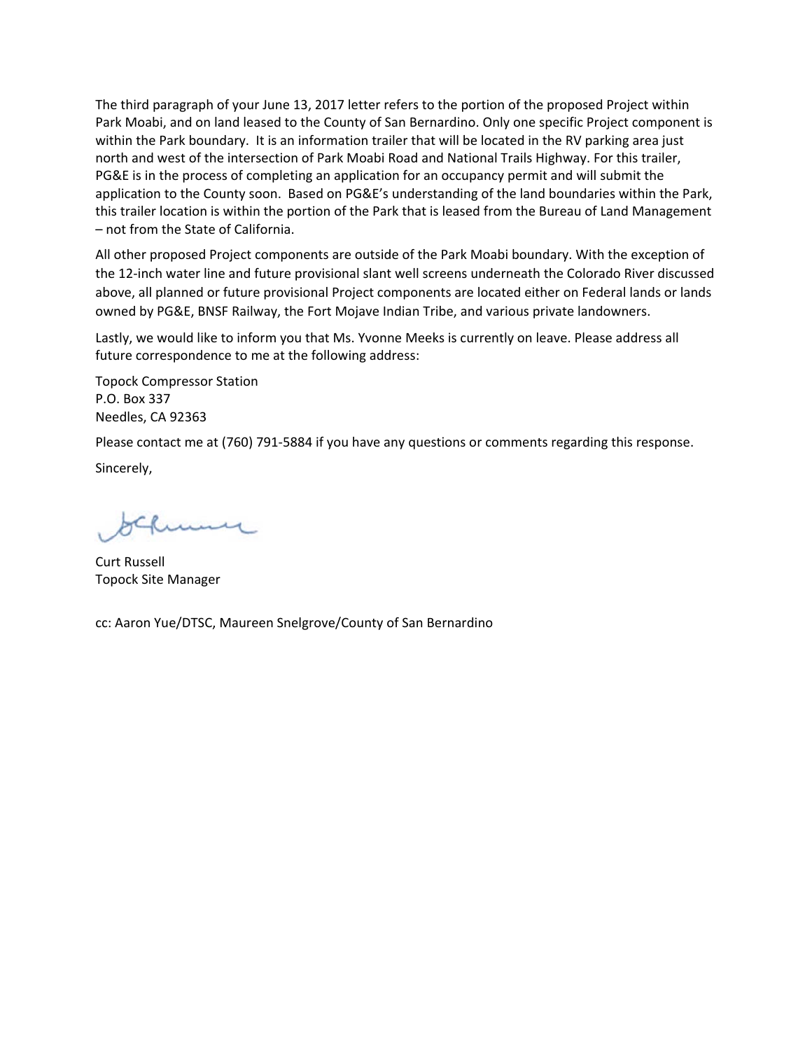The third paragraph of your June 13, 2017 letter refers to the portion of the proposed Project within Park Moabi, and on land leased to the County of San Bernardino. Only one specific Project component is within the Park boundary. It is an information trailer that will be located in the RV parking area just north and west of the intersection of Park Moabi Road and National Trails Highway. For this trailer, PG&E is in the process of completing an application for an occupancy permit and will submit the application to the County soon. Based on PG&E's understanding of the land boundaries within the Park, this trailer location is within the portion of the Park that is leased from the Bureau of Land Management – not from the State of California.

All other proposed Project components are outside of the Park Moabi boundary. With the exception of the 12-inch water line and future provisional slant well screens underneath the Colorado River discussed above, all planned or future provisional Project components are located either on Federal lands or lands owned by PG&E, BNSF Railway, the Fort Mojave Indian Tribe, and various private landowners.

Lastly, we would like to inform you that Ms. Yvonne Meeks is currently on leave. Please address all future correspondence to me at the following address:

Topock Compressor Station
P.O. Box 337
Needles, CA 92363

Please contact me at (760) 791-5884 if you have any questions or comments regarding this response.

Sincerely,

Curt Russell
Topock Site Manager

cc: Aaron Yue/DTSC, Maureen Snelgrove/County of San Bernardino